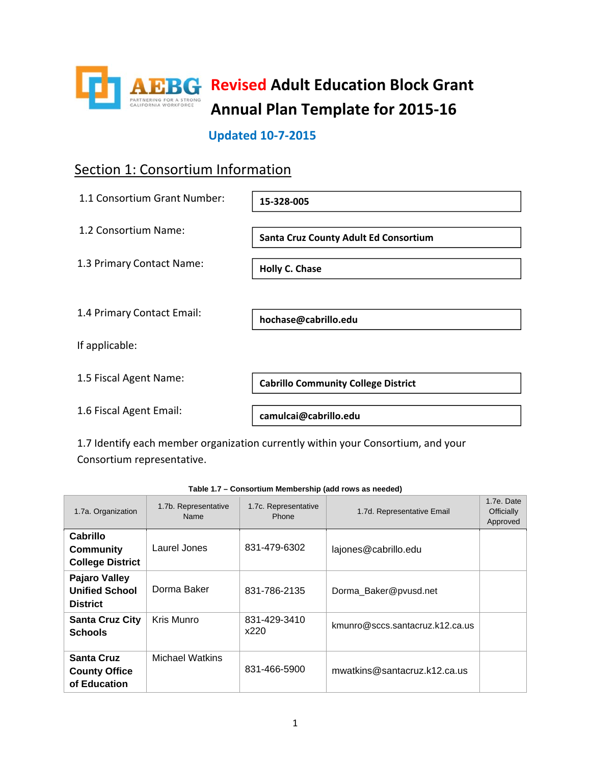# Revised Adult Education Block Grant Annual Plan Template for 2015-16

**Updated 10-7-2015**

## Section 1: Consortium Information

1.1 Consortium Grant Number: **15-328-005**

1.2 Consortium Name: **Santa Cruz County Adult Ed Consortium**

1.3 Primary Contact Name: **Holly C. Chase**

1.4 Primary Contact Email: **hochase@cabrillo.edu**

If applicable:

1.5 Fiscal Agent Name: **Cabrillo Community College District**

1.6 Fiscal Agent Email: **camulcai@cabrillo.edu**

1.7 Identify each member organization currently within your Consortium, and your Consortium representative.

**Table 1.7 – Consortium Membership (add rows as needed)**

| 1.7a. Organization | 1.7b. Representative Name | 1.7c. Representative Phone | 1.7d. Representative Email | 1.7e. Date Officially Approved |
|---|---|---|---|---|
| **Cabrillo Community College District** | Laurel Jones | 831-479-6302 | lajones@cabrillo.edu | |
| **Pajaro Valley Unified School District** | Dorma Baker | 831-786-2135 | Dorma_Baker@pvusd.net | |
| **Santa Cruz City Schools** | Kris Munro | 831-429-3410 x220 | kmunro@sccs.santacruz.k12.ca.us | |
| **Santa Cruz County Office of Education** | Michael Watkins | 831-466-5900 | mwatkins@santacruz.k12.ca.us | |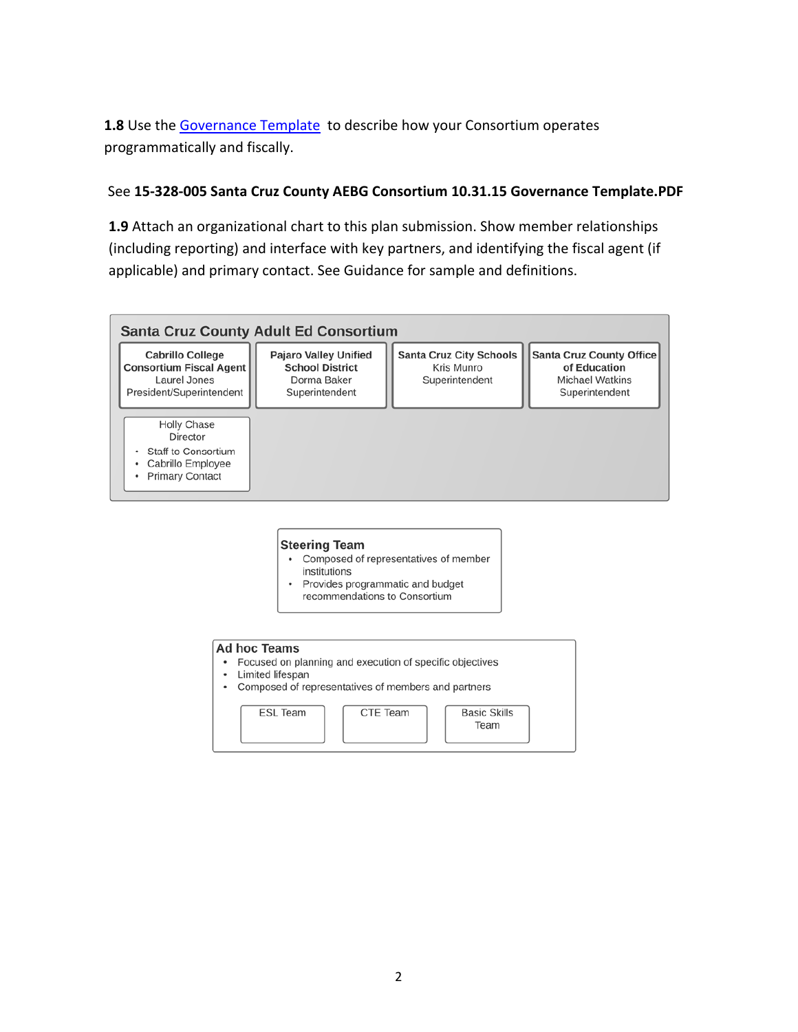**1.8** Use the [Governance Template] to describe how your Consortium operates programmatically and fiscally.

See **15-328-005 Santa Cruz County AEBG Consortium 10.31.15 Governance Template.PDF**

**1.9** Attach an organizational chart to this plan submission. Show member relationships (including reporting) and interface with key partners, and identifying the fiscal agent (if applicable) and primary contact. See Guidance for sample and definitions.

### Santa Cruz County Adult Ed Consortium

**Cabrillo College Consortium Fiscal Agent**
Laurel Jones
President/Superintendent

**Pajaro Valley Unified School District**
Dorma Baker
Superintendent

**Santa Cruz City Schools**
Kris Munro
Superintendent

**Santa Cruz County Office of Education**
Michael Watkins
Superintendent

Holly Chase
Director
- Staff to Consortium
- Cabrillo Employee
- Primary Contact

### Steering Team

- Composed of representatives of member institutions
- Provides programmatic and budget recommendations to Consortium

### Ad hoc Teams

- Focused on planning and execution of specific objectives
- Limited lifespan
- Composed of representatives of members and partners

ESL Team

CTE Team

Basic Skills Team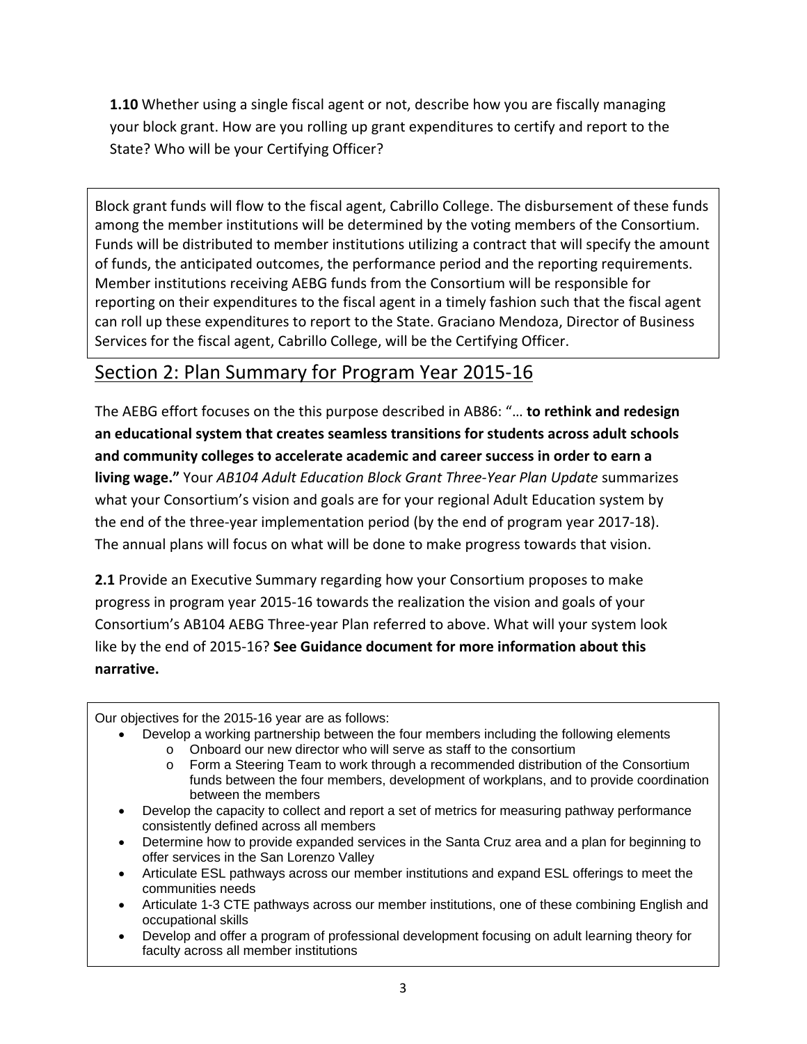**1.10** Whether using a single fiscal agent or not, describe how you are fiscally managing your block grant. How are you rolling up grant expenditures to certify and report to the State? Who will be your Certifying Officer?

Block grant funds will flow to the fiscal agent, Cabrillo College. The disbursement of these funds among the member institutions will be determined by the voting members of the Consortium. Funds will be distributed to member institutions utilizing a contract that will specify the amount of funds, the anticipated outcomes, the performance period and the reporting requirements. Member institutions receiving AEBG funds from the Consortium will be responsible for reporting on their expenditures to the fiscal agent in a timely fashion such that the fiscal agent can roll up these expenditures to report to the State. Graciano Mendoza, Director of Business Services for the fiscal agent, Cabrillo College, will be the Certifying Officer.

## Section 2: Plan Summary for Program Year 2015-16

The AEBG effort focuses on the this purpose described in AB86: "… **to rethink and redesign an educational system that creates seamless transitions for students across adult schools and community colleges to accelerate academic and career success in order to earn a living wage."** Your *AB104 Adult Education Block Grant Three-Year Plan Update* summarizes what your Consortium's vision and goals are for your regional Adult Education system by the end of the three-year implementation period (by the end of program year 2017-18). The annual plans will focus on what will be done to make progress towards that vision.

**2.1** Provide an Executive Summary regarding how your Consortium proposes to make progress in program year 2015-16 towards the realization the vision and goals of your Consortium's AB104 AEBG Three-year Plan referred to above. What will your system look like by the end of 2015-16? **See Guidance document for more information about this narrative.**

Our objectives for the 2015-16 year are as follows:

- Develop a working partnership between the four members including the following elements
  - Onboard our new director who will serve as staff to the consortium
  - Form a Steering Team to work through a recommended distribution of the Consortium funds between the four members, development of workplans, and to provide coordination between the members
- Develop the capacity to collect and report a set of metrics for measuring pathway performance consistently defined across all members
- Determine how to provide expanded services in the Santa Cruz area and a plan for beginning to offer services in the San Lorenzo Valley
- Articulate ESL pathways across our member institutions and expand ESL offerings to meet the communities needs
- Articulate 1-3 CTE pathways across our member institutions, one of these combining English and occupational skills
- Develop and offer a program of professional development focusing on adult learning theory for faculty across all member institutions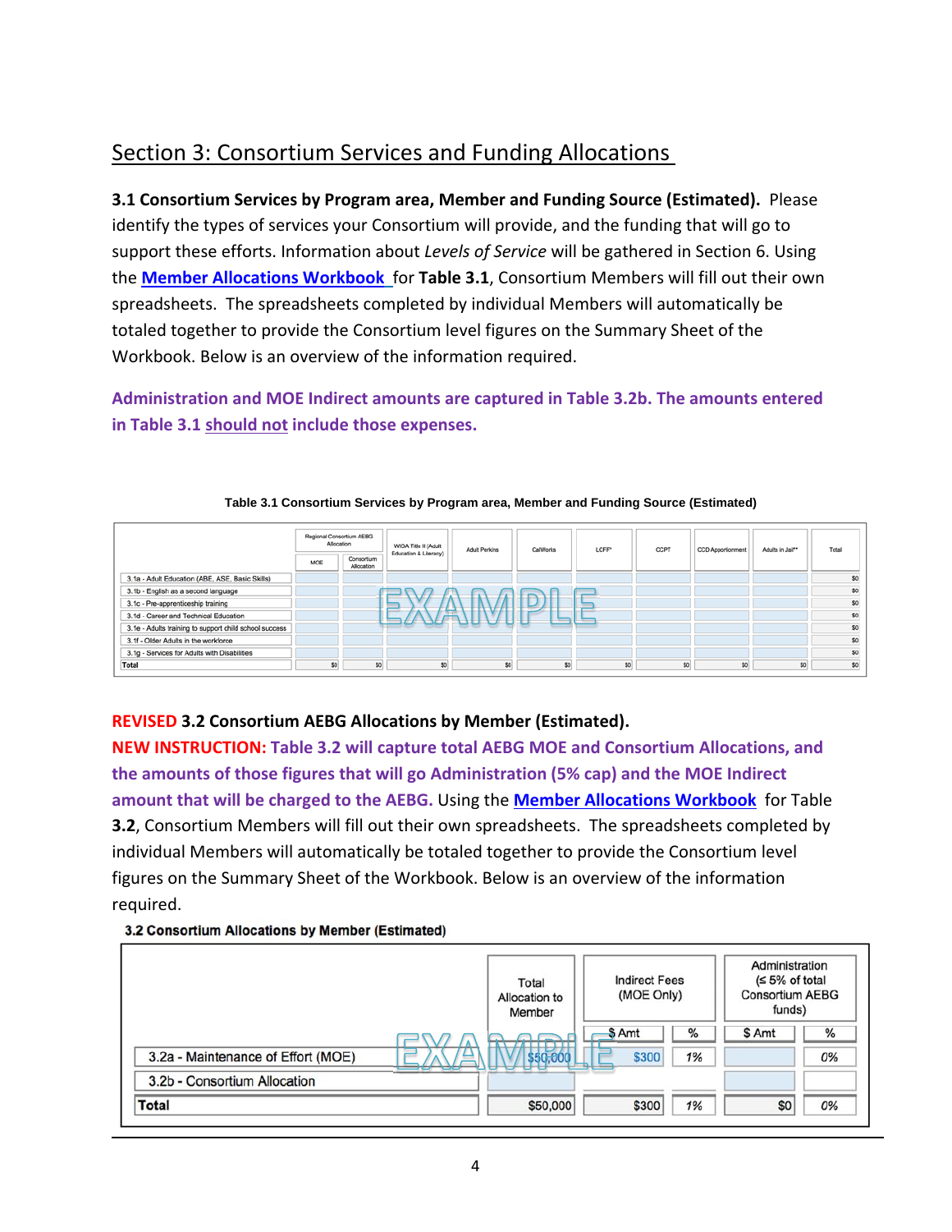## Section 3: Consortium Services and Funding Allocations

**3.1 Consortium Services by Program area, Member and Funding Source (Estimated).** Please identify the types of services your Consortium will provide, and the funding that will go to support these efforts. Information about *Levels of Service* will be gathered in Section 6. Using the **Member Allocations Workbook** for **Table 3.1**, Consortium Members will fill out their own spreadsheets. The spreadsheets completed by individual Members will automatically be totaled together to provide the Consortium level figures on the Summary Sheet of the Workbook. Below is an overview of the information required.

**Administration and MOE Indirect amounts are captured in Table 3.2b. The amounts entered in Table 3.1 should not include those expenses.**

**Table 3.1 Consortium Services by Program area, Member and Funding Source (Estimated)**

| | Regional Consortium AEBG Allocation | | WIOA Title II (Adult Education & Literacy) | Adult Perkins | CalWorks | LCFF* | CCPT | CCD Apportionment | Adults in Jail** | Total |
|---|---|---|---|---|---|---|---|---|---|---|
| | MOE | Consortium Allocation | | | | | | | | |
| 3.1a - Adult Education (ABE, ASE, Basic Skills) | | | | | | | | | | $0 |
| 3.1b - English as a second language | | | | | | | | | | $0 |
| 3.1c - Pre-apprenticeship training | | | | | | | | | | $0 |
| 3.1d - Career and Technical Education | | | | | | | | | | $0 |
| 3.1e - Adults training to support child school success | | | | | | | | | | $0 |
| 3.1f - Older Adults in the workforce | | | | | | | | | | $0 |
| 3.1g - Services for Adults with Disabilities | | | | | | | | | | $0 |
| Total | $0 | $0 | $0 | $0 | $0 | $0 | $0 | $0 | $0 | $0 |

EXAMPLE

**REVISED 3.2 Consortium AEBG Allocations by Member (Estimated).**

**NEW INSTRUCTION: Table 3.2 will capture total AEBG MOE and Consortium Allocations, and the amounts of those figures that will go Administration (5% cap) and the MOE Indirect amount that will be charged to the AEBG.** Using the **Member Allocations Workbook** for Table **3.2**, Consortium Members will fill out their own spreadsheets. The spreadsheets completed by individual Members will automatically be totaled together to provide the Consortium level figures on the Summary Sheet of the Workbook. Below is an overview of the information required.

**3.2 Consortium Allocations by Member (Estimated)**

| | Total Allocation to Member | Indirect Fees (MOE Only) | | Administration (≤ 5% of total Consortium AEBG funds) | |
|---|---|---|---|---|---|
| | | $ Amt | % | $ Amt | % |
| 3.2a - Maintenance of Effort (MOE) | $50,000 | $300 | 1% | | 0% |
| 3.2b - Consortium Allocation | | | | | |
| Total | $50,000 | $300 | 1% | $0 | 0% |

EXAMPLE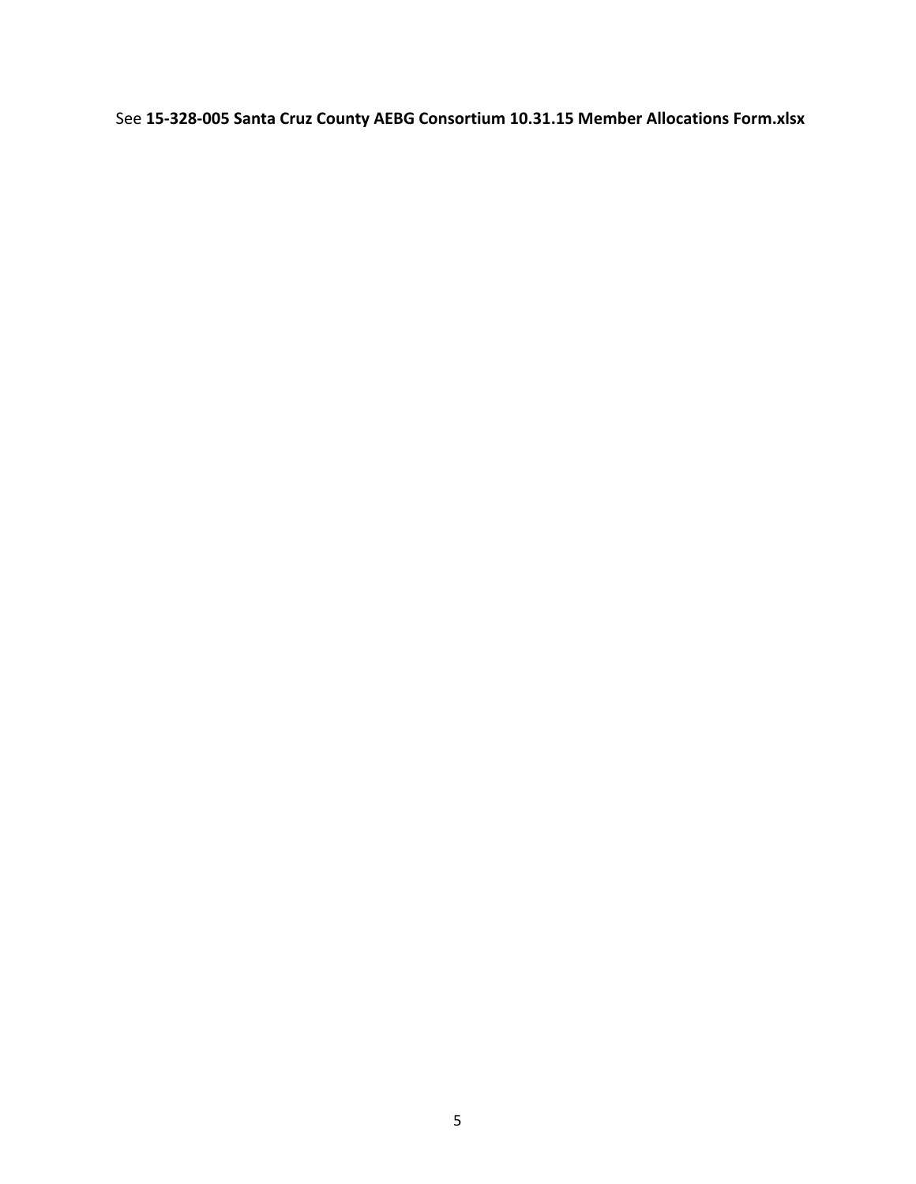See **15-328-005 Santa Cruz County AEBG Consortium 10.31.15 Member Allocations Form.xlsx**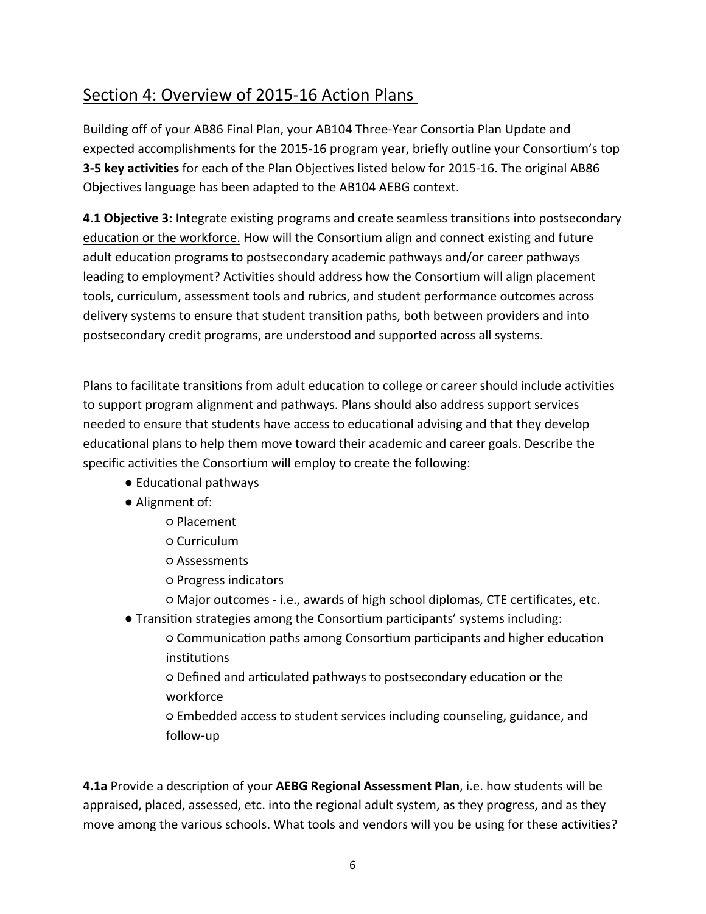## Section 4: Overview of 2015-16 Action Plans

Building off of your AB86 Final Plan, your AB104 Three-Year Consortia Plan Update and expected accomplishments for the 2015-16 program year, briefly outline your Consortium's top **3-5 key activities** for each of the Plan Objectives listed below for 2015-16. The original AB86 Objectives language has been adapted to the AB104 AEBG context.

**4.1 Objective 3:** <u>Integrate existing programs and create seamless transitions into postsecondary education or the workforce.</u> How will the Consortium align and connect existing and future adult education programs to postsecondary academic pathways and/or career pathways leading to employment? Activities should address how the Consortium will align placement tools, curriculum, assessment tools and rubrics, and student performance outcomes across delivery systems to ensure that student transition paths, both between providers and into postsecondary credit programs, are understood and supported across all systems.

Plans to facilitate transitions from adult education to college or career should include activities to support program alignment and pathways. Plans should also address support services needed to ensure that students have access to educational advising and that they develop educational plans to help them move toward their academic and career goals. Describe the specific activities the Consortium will employ to create the following:

- Educational pathways
- Alignment of:
  - Placement
  - Curriculum
  - Assessments
  - Progress indicators
  - Major outcomes - i.e., awards of high school diplomas, CTE certificates, etc.
- Transition strategies among the Consortium participants' systems including:
  - Communication paths among Consortium participants and higher education institutions
  - Defined and articulated pathways to postsecondary education or the workforce
  - Embedded access to student services including counseling, guidance, and follow-up

**4.1a** Provide a description of your **AEBG Regional Assessment Plan**, i.e. how students will be appraised, placed, assessed, etc. into the regional adult system, as they progress, and as they move among the various schools. What tools and vendors will you be using for these activities?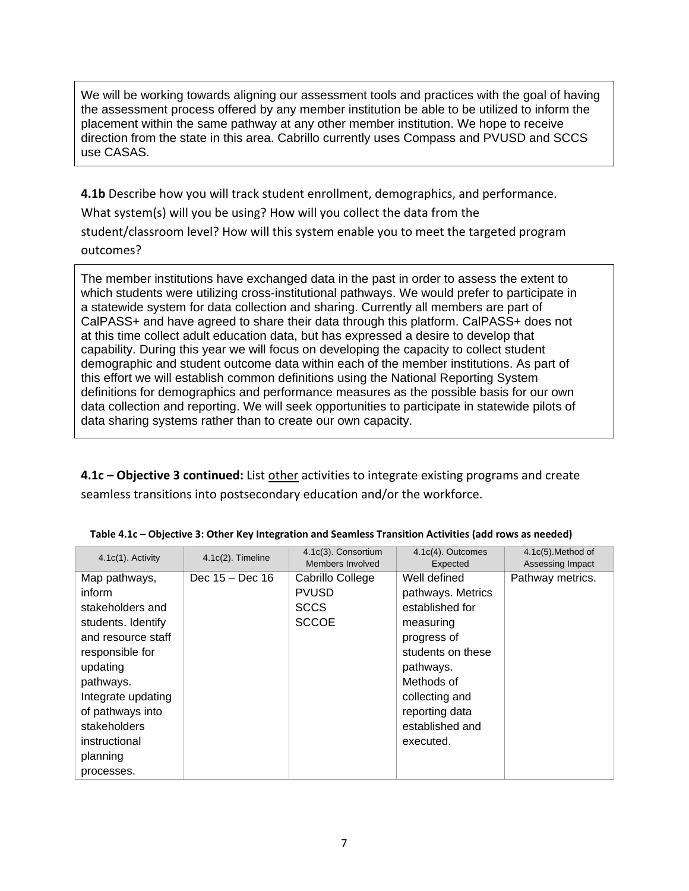We will be working towards aligning our assessment tools and practices with the goal of having the assessment process offered by any member institution be able to be utilized to inform the placement within the same pathway at any other member institution. We hope to receive direction from the state in this area. Cabrillo currently uses Compass and PVUSD and SCCS use CASAS.

**4.1b** Describe how you will track student enrollment, demographics, and performance. What system(s) will you be using? How will you collect the data from the student/classroom level? How will this system enable you to meet the targeted program outcomes?

The member institutions have exchanged data in the past in order to assess the extent to which students were utilizing cross-institutional pathways. We would prefer to participate in a statewide system for data collection and sharing. Currently all members are part of CalPASS+ and have agreed to share their data through this platform. CalPASS+ does not at this time collect adult education data, but has expressed a desire to develop that capability. During this year we will focus on developing the capacity to collect student demographic and student outcome data within each of the member institutions. As part of this effort we will establish common definitions using the National Reporting System definitions for demographics and performance measures as the possible basis for our own data collection and reporting. We will seek opportunities to participate in statewide pilots of data sharing systems rather than to create our own capacity.

**4.1c – Objective 3 continued:** List other activities to integrate existing programs and create seamless transitions into postsecondary education and/or the workforce.

**Table 4.1c – Objective 3: Other Key Integration and Seamless Transition Activities (add rows as needed)**

| 4.1c(1). Activity | 4.1c(2). Timeline | 4.1c(3). Consortium Members Involved | 4.1c(4). Outcomes Expected | 4.1c(5).Method of Assessing Impact |
|---|---|---|---|---|
| Map pathways, inform stakeholders and students. Identify and resource staff responsible for updating pathways. Integrate updating of pathways into stakeholders instructional planning processes. | Dec 15 – Dec 16 | Cabrillo College<br>PVUSD<br>SCCS<br>SCCOE | Well defined pathways. Metrics established for measuring progress of students on these pathways. Methods of collecting and reporting data established and executed. | Pathway metrics. |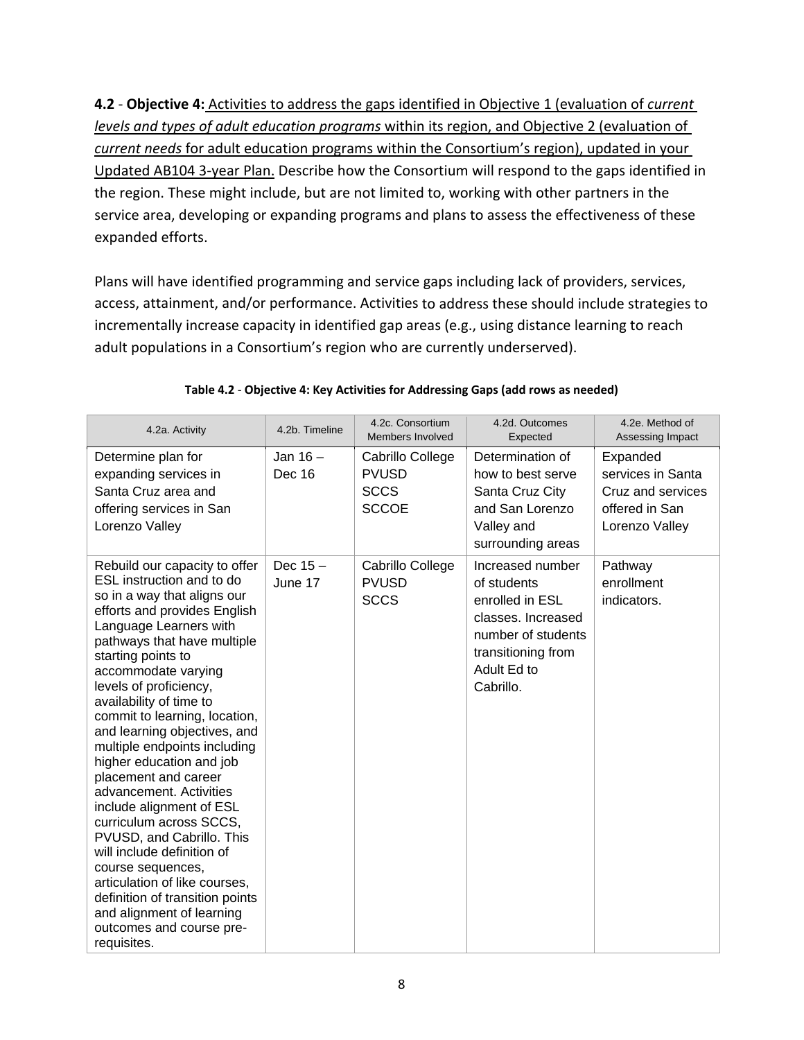**4.2** - **Objective 4:** Activities to address the gaps identified in Objective 1 (evaluation of *current levels and types of adult education programs* within its region, and Objective 2 (evaluation of *current needs* for adult education programs within the Consortium's region), updated in your Updated AB104 3-year Plan. Describe how the Consortium will respond to the gaps identified in the region. These might include, but are not limited to, working with other partners in the service area, developing or expanding programs and plans to assess the effectiveness of these expanded efforts.

Plans will have identified programming and service gaps including lack of providers, services, access, attainment, and/or performance. Activities to address these should include strategies to incrementally increase capacity in identified gap areas (e.g., using distance learning to reach adult populations in a Consortium's region who are currently underserved).

**Table 4.2 - Objective 4: Key Activities for Addressing Gaps (add rows as needed)**

| 4.2a. Activity | 4.2b. Timeline | 4.2c. Consortium Members Involved | 4.2d. Outcomes Expected | 4.2e. Method of Assessing Impact |
|---|---|---|---|---|
| Determine plan for expanding services in Santa Cruz area and offering services in San Lorenzo Valley | Jan 16 – Dec 16 | Cabrillo College<br>PVUSD<br>SCCS<br>SCCOE | Determination of how to best serve Santa Cruz City and San Lorenzo Valley and surrounding areas | Expanded services in Santa Cruz and services offered in San Lorenzo Valley |
| Rebuild our capacity to offer ESL instruction and to do so in a way that aligns our efforts and provides English Language Learners with pathways that have multiple starting points to accommodate varying levels of proficiency, availability of time to commit to learning, location, and learning objectives, and multiple endpoints including higher education and job placement and career advancement. Activities include alignment of ESL curriculum across SCCS, PVUSD, and Cabrillo. This will include definition of course sequences, articulation of like courses, definition of transition points and alignment of learning outcomes and course pre-requisites. | Dec 15 – June 17 | Cabrillo College<br>PVUSD<br>SCCS | Increased number of students enrolled in ESL classes. Increased number of students transitioning from Adult Ed to Cabrillo. | Pathway enrollment indicators. |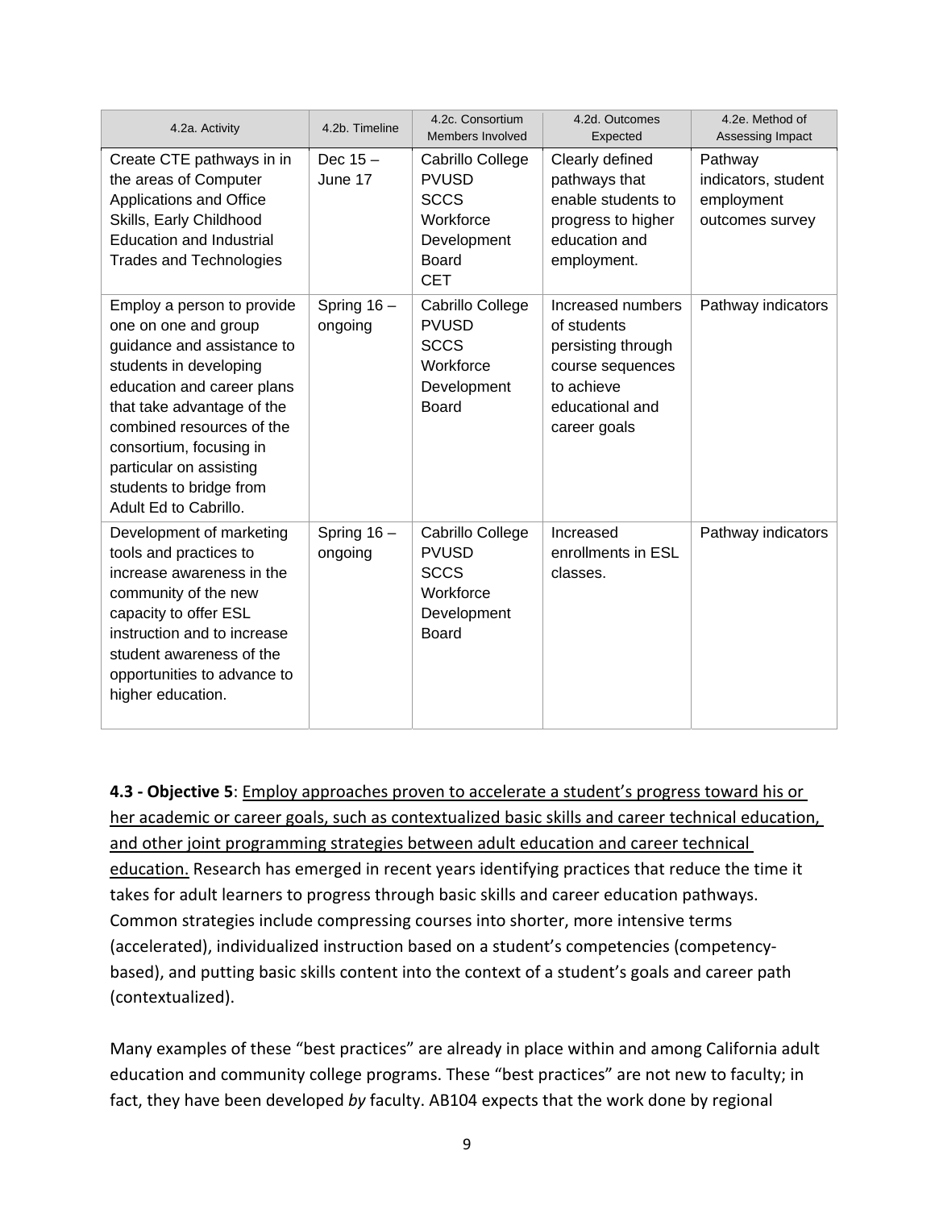| 4.2a. Activity | 4.2b. Timeline | 4.2c. Consortium Members Involved | 4.2d. Outcomes Expected | 4.2e. Method of Assessing Impact |
|---|---|---|---|---|
| Create CTE pathways in in the areas of Computer Applications and Office Skills, Early Childhood Education and Industrial Trades and Technologies | Dec 15 – June 17 | Cabrillo College PVUSD SCCS Workforce Development Board CET | Clearly defined pathways that enable students to progress to higher education and employment. | Pathway indicators, student employment outcomes survey |
| Employ a person to provide one on one and group guidance and assistance to students in developing education and career plans that take advantage of the combined resources of the consortium, focusing in particular on assisting students to bridge from Adult Ed to Cabrillo. | Spring 16 – ongoing | Cabrillo College PVUSD SCCS Workforce Development Board | Increased numbers of students persisting through course sequences to achieve educational and career goals | Pathway indicators |
| Development of marketing tools and practices to increase awareness in the community of the new capacity to offer ESL instruction and to increase student awareness of the opportunities to advance to higher education. | Spring 16 – ongoing | Cabrillo College PVUSD SCCS Workforce Development Board | Increased enrollments in ESL classes. | Pathway indicators |

**4.3 - Objective 5**: <u>Employ approaches proven to accelerate a student's progress toward his or her academic or career goals, such as contextualized basic skills and career technical education, and other joint programming strategies between adult education and career technical education.</u> Research has emerged in recent years identifying practices that reduce the time it takes for adult learners to progress through basic skills and career education pathways. Common strategies include compressing courses into shorter, more intensive terms (accelerated), individualized instruction based on a student's competencies (competency-based), and putting basic skills content into the context of a student's goals and career path (contextualized).

Many examples of these "best practices" are already in place within and among California adult education and community college programs. These "best practices" are not new to faculty; in fact, they have been developed *by* faculty. AB104 expects that the work done by regional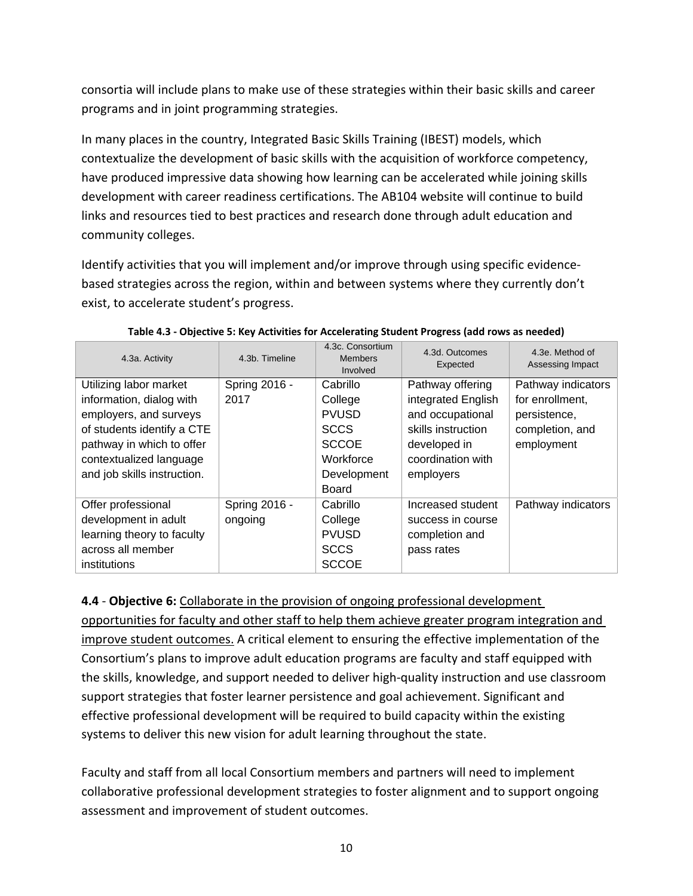consortia will include plans to make use of these strategies within their basic skills and career programs and in joint programming strategies.

In many places in the country, Integrated Basic Skills Training (IBEST) models, which contextualize the development of basic skills with the acquisition of workforce competency, have produced impressive data showing how learning can be accelerated while joining skills development with career readiness certifications. The AB104 website will continue to build links and resources tied to best practices and research done through adult education and community colleges.

Identify activities that you will implement and/or improve through using specific evidence-based strategies across the region, within and between systems where they currently don't exist, to accelerate student's progress.

**Table 4.3 - Objective 5: Key Activities for Accelerating Student Progress (add rows as needed)**

| 4.3a. Activity | 4.3b. Timeline | 4.3c. Consortium Members Involved | 4.3d. Outcomes Expected | 4.3e. Method of Assessing Impact |
|---|---|---|---|---|
| Utilizing labor market information, dialog with employers, and surveys of students identify a CTE pathway in which to offer contextualized language and job skills instruction. | Spring 2016 - 2017 | Cabrillo College<br>PVUSD<br>SCCS<br>SCCOE<br>Workforce Development Board | Pathway offering integrated English and occupational skills instruction developed in coordination with employers | Pathway indicators for enrollment, persistence, completion, and employment |
| Offer professional development in adult learning theory to faculty across all member institutions | Spring 2016 - ongoing | Cabrillo College<br>PVUSD<br>SCCS<br>SCCOE | Increased student success in course completion and pass rates | Pathway indicators |

**4.4** - **Objective 6:** Collaborate in the provision of ongoing professional development opportunities for faculty and other staff to help them achieve greater program integration and improve student outcomes. A critical element to ensuring the effective implementation of the Consortium's plans to improve adult education programs are faculty and staff equipped with the skills, knowledge, and support needed to deliver high-quality instruction and use classroom support strategies that foster learner persistence and goal achievement. Significant and effective professional development will be required to build capacity within the existing systems to deliver this new vision for adult learning throughout the state.

Faculty and staff from all local Consortium members and partners will need to implement collaborative professional development strategies to foster alignment and to support ongoing assessment and improvement of student outcomes.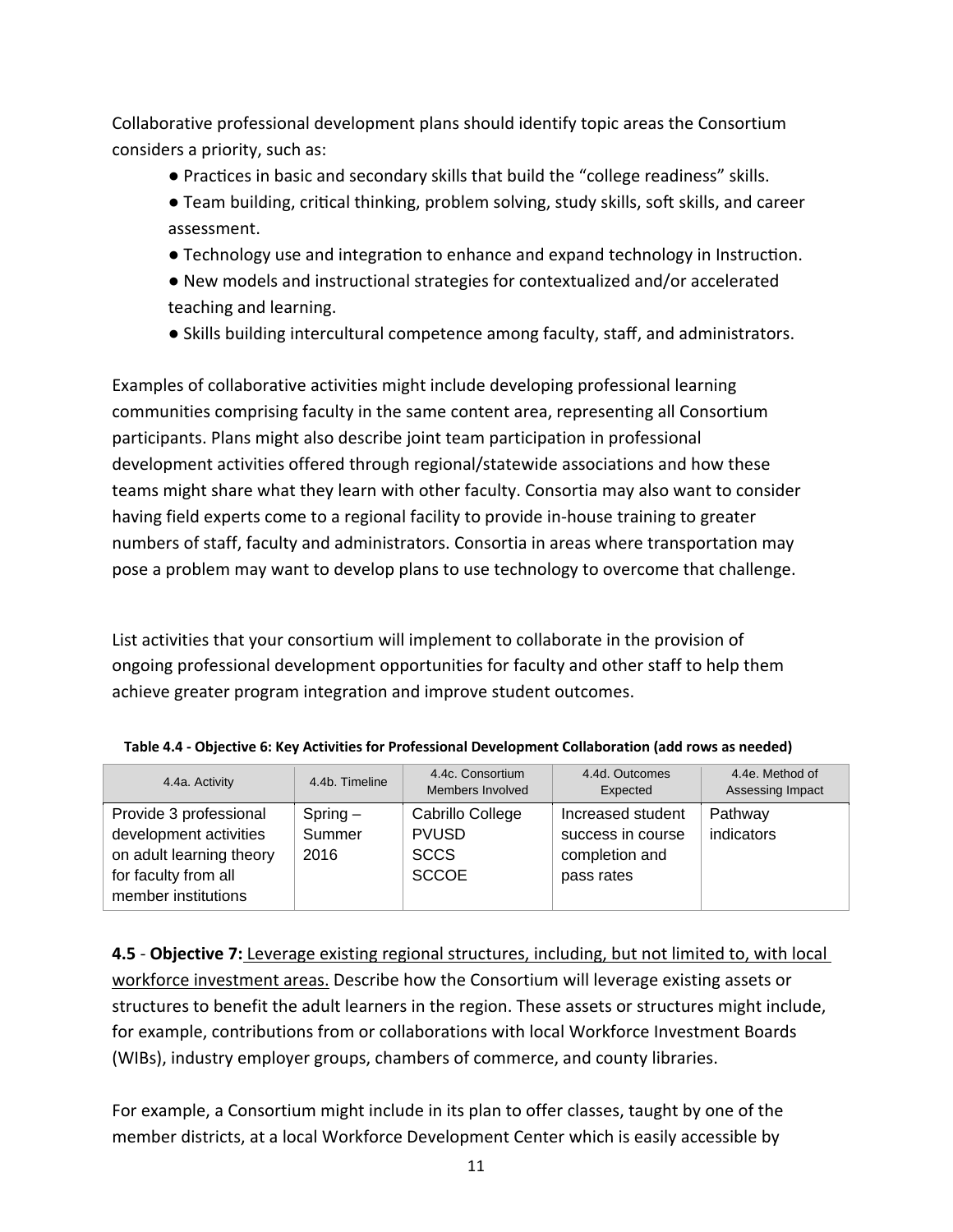Collaborative professional development plans should identify topic areas the Consortium considers a priority, such as:

- Practices in basic and secondary skills that build the "college readiness" skills.
- Team building, critical thinking, problem solving, study skills, soft skills, and career assessment.
- Technology use and integration to enhance and expand technology in Instruction.
- New models and instructional strategies for contextualized and/or accelerated teaching and learning.
- Skills building intercultural competence among faculty, staff, and administrators.

Examples of collaborative activities might include developing professional learning communities comprising faculty in the same content area, representing all Consortium participants. Plans might also describe joint team participation in professional development activities offered through regional/statewide associations and how these teams might share what they learn with other faculty. Consortia may also want to consider having field experts come to a regional facility to provide in-house training to greater numbers of staff, faculty and administrators. Consortia in areas where transportation may pose a problem may want to develop plans to use technology to overcome that challenge.

List activities that your consortium will implement to collaborate in the provision of ongoing professional development opportunities for faculty and other staff to help them achieve greater program integration and improve student outcomes.

**Table 4.4 - Objective 6: Key Activities for Professional Development Collaboration (add rows as needed)**

| 4.4a. Activity | 4.4b. Timeline | 4.4c. Consortium Members Involved | 4.4d. Outcomes Expected | 4.4e. Method of Assessing Impact |
|---|---|---|---|---|
| Provide 3 professional development activities on adult learning theory for faculty from all member institutions | Spring – Summer 2016 | Cabrillo College<br>PVUSD<br>SCCS<br>SCCOE | Increased student success in course completion and pass rates | Pathway indicators |

**4.5** - **Objective 7:** Leverage existing regional structures, including, but not limited to, with local workforce investment areas. Describe how the Consortium will leverage existing assets or structures to benefit the adult learners in the region. These assets or structures might include, for example, contributions from or collaborations with local Workforce Investment Boards (WIBs), industry employer groups, chambers of commerce, and county libraries.

For example, a Consortium might include in its plan to offer classes, taught by one of the member districts, at a local Workforce Development Center which is easily accessible by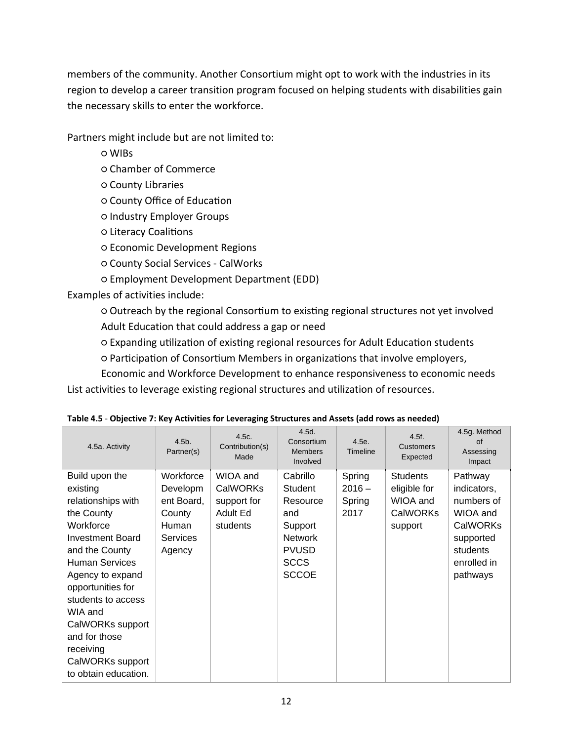members of the community. Another Consortium might opt to work with the industries in its region to develop a career transition program focused on helping students with disabilities gain the necessary skills to enter the workforce.

Partners might include but are not limited to:

- WIBs
- Chamber of Commerce
- County Libraries
- County Office of Education
- Industry Employer Groups
- Literacy Coalitions
- Economic Development Regions
- County Social Services - CalWorks
- Employment Development Department (EDD)

Examples of activities include:

- Outreach by the regional Consortium to existing regional structures not yet involved Adult Education that could address a gap or need
- Expanding utilization of existing regional resources for Adult Education students
- Participation of Consortium Members in organizations that involve employers, Economic and Workforce Development to enhance responsiveness to economic needs

List activities to leverage existing regional structures and utilization of resources.

**Table 4.5** - **Objective 7: Key Activities for Leveraging Structures and Assets (add rows as needed)**

| 4.5a. Activity | 4.5b. Partner(s) | 4.5c. Contribution(s) Made | 4.5d. Consortium Members Involved | 4.5e. Timeline | 4.5f. Customers Expected | 4.5g. Method of Assessing Impact |
|---|---|---|---|---|---|---|
| Build upon the existing relationships with the County Workforce Investment Board and the County Human Services Agency to expand opportunities for students to access WIA and CalWORKs support and for those receiving CalWORKs support to obtain education. | Workforce Development Board, County Human Services Agency | WIOA and CalWORKs support for Adult Ed students | Cabrillo Student Resource and Support Network PVUSD SCCS SCCOE | Spring 2016 – Spring 2017 | Students eligible for WIOA and CalWORKs support | Pathway indicators, numbers of WIOA and CalWORKs supported students enrolled in pathways |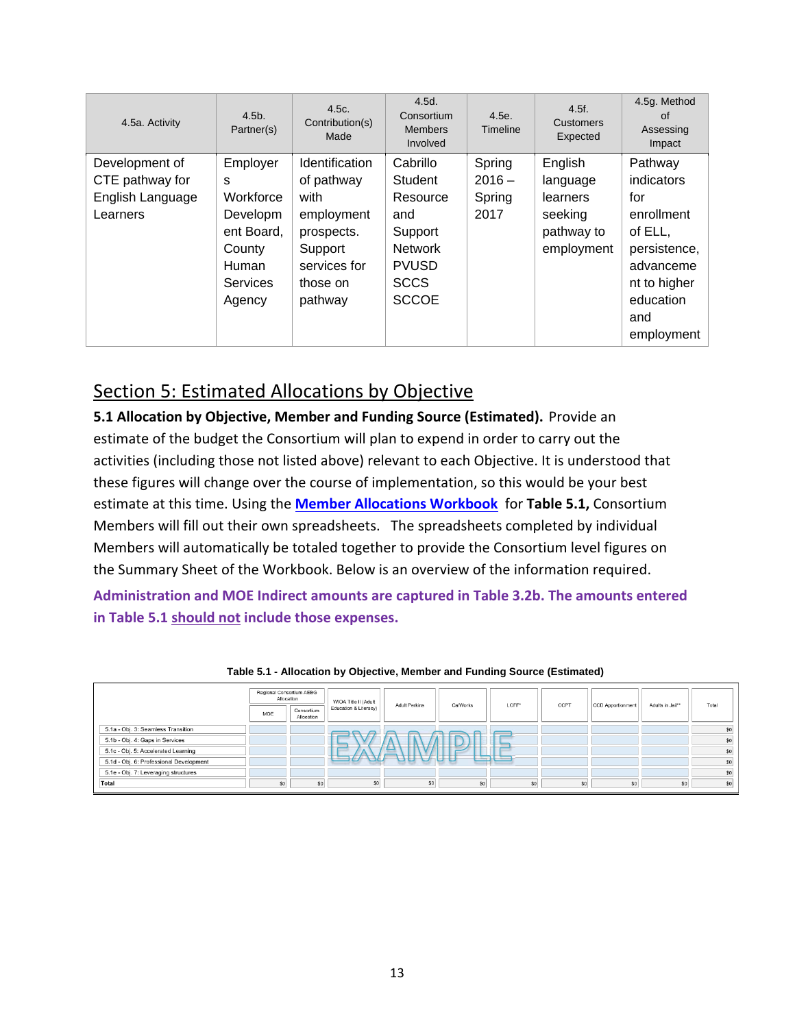| 4.5a. Activity | 4.5b. Partner(s) | 4.5c. Contribution(s) Made | 4.5d. Consortium Members Involved | 4.5e. Timeline | 4.5f. Customers Expected | 4.5g. Method of Assessing Impact |
|---|---|---|---|---|---|---|
| Development of CTE pathway for English Language Learners | Employers Workforce Development Board, County Human Services Agency | Identification of pathway with employment prospects. Support services for those on pathway | Cabrillo Student Resource and Support Network PVUSD SCCS SCCOE | Spring 2016 – Spring 2017 | English language learners seeking pathway to employment | Pathway indicators for enrollment of ELL, persistence, advancement to higher education and employment |

## Section 5: Estimated Allocations by Objective

**5.1 Allocation by Objective, Member and Funding Source (Estimated).** Provide an estimate of the budget the Consortium will plan to expend in order to carry out the activities (including those not listed above) relevant to each Objective. It is understood that these figures will change over the course of implementation, so this would be your best estimate at this time. Using the **Member Allocations Workbook** for **Table 5.1,** Consortium Members will fill out their own spreadsheets. The spreadsheets completed by individual Members will automatically be totaled together to provide the Consortium level figures on the Summary Sheet of the Workbook. Below is an overview of the information required.

**Administration and MOE Indirect amounts are captured in Table 3.2b. The amounts entered in Table 5.1 should not include those expenses.**

**Table 5.1 - Allocation by Objective, Member and Funding Source (Estimated)**

| | Regional Consortium AEBG Allocation | | WIOA Title II (Adult Education & Literacy) | Adult Perkins | CalWorks | LCFF* | CCPT | CCD Apportionment | Adults in Jail** | Total |
|---|---|---|---|---|---|---|---|---|---|---|
| | MOE | Consortium Allocation | | | | | | | | |
| 5.1a - Obj. 3: Seamless Transition | | | | | | | | | | $0 |
| 5.1b - Obj. 4: Gaps in Services | | | | | | | | | | $0 |
| 5.1c - Obj. 5: Accelerated Learning | | | | | | | | | | $0 |
| 5.1d - Obj. 6: Professional Development | | | | | | | | | | $0 |
| 5.1e - Obj. 7: Leveraging structures | | | | | | | | | | $0 |
| Total | $0 | $0 | $0 | $0 | $0 | $0 | $0 | $0 | $0 | $0 |

EXAMPLE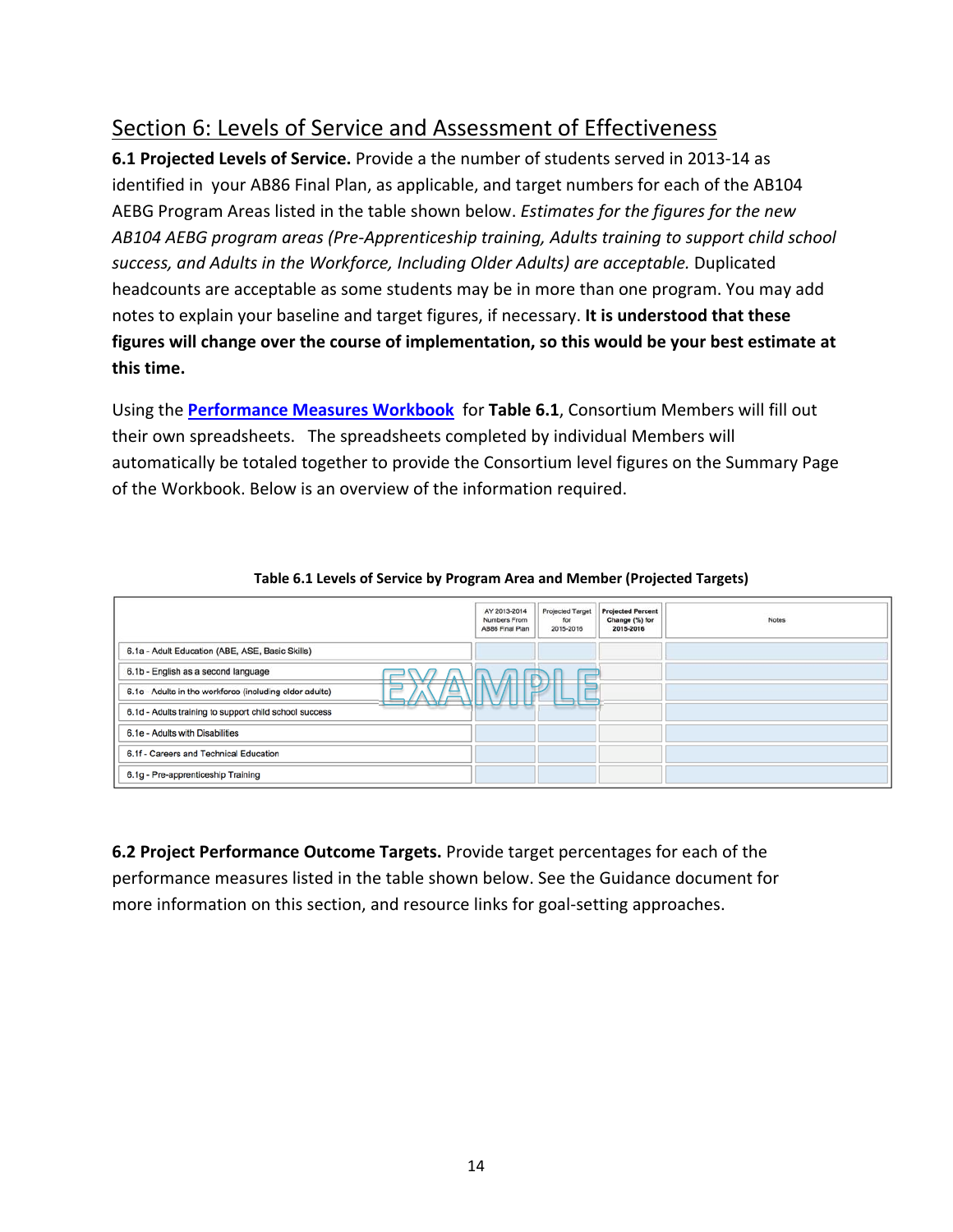## Section 6: Levels of Service and Assessment of Effectiveness

**6.1 Projected Levels of Service.** Provide a the number of students served in 2013-14 as identified in your AB86 Final Plan, as applicable, and target numbers for each of the AB104 AEBG Program Areas listed in the table shown below. *Estimates for the figures for the new AB104 AEBG program areas (Pre-Apprenticeship training, Adults training to support child school success, and Adults in the Workforce, Including Older Adults) are acceptable.* Duplicated headcounts are acceptable as some students may be in more than one program. You may add notes to explain your baseline and target figures, if necessary. **It is understood that these figures will change over the course of implementation, so this would be your best estimate at this time.**

Using the **Performance Measures Workbook** for **Table 6.1**, Consortium Members will fill out their own spreadsheets. The spreadsheets completed by individual Members will automatically be totaled together to provide the Consortium level figures on the Summary Page of the Workbook. Below is an overview of the information required.

**Table 6.1 Levels of Service by Program Area and Member (Projected Targets)**

| | AY 2013-2014 Numbers From AB86 Final Plan | Projected Target for 2015-2016 | Projected Percent Change (%) for 2015-2016 | Notes |
|---|---|---|---|---|
| 6.1a - Adult Education (ABE, ASE, Basic Skills) | | | | |
| 6.1b - English as a second language | | | | |
| 6.1c Adults in the workforce (including older adults) | | | | |
| 6.1d - Adults training to support child school success | | | | |
| 6.1e - Adults with Disabilities | | | | |
| 6.1f - Careers and Technical Education | | | | |
| 6.1g - Pre-apprenticeship Training | | | | |

EXAMPLE

**6.2 Project Performance Outcome Targets.** Provide target percentages for each of the performance measures listed in the table shown below. See the Guidance document for more information on this section, and resource links for goal-setting approaches.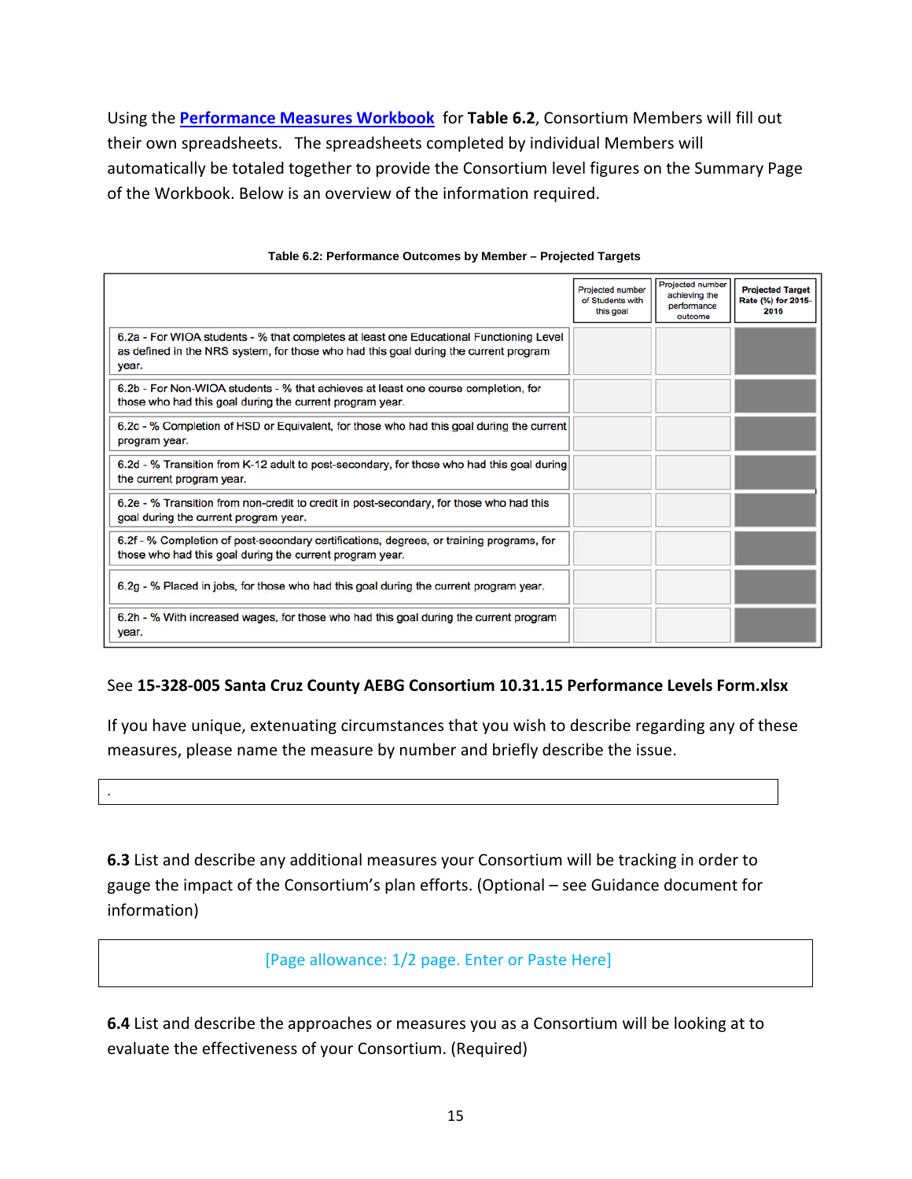Using the **Performance Measures Workbook** for **Table 6.2**, Consortium Members will fill out their own spreadsheets. The spreadsheets completed by individual Members will automatically be totaled together to provide the Consortium level figures on the Summary Page of the Workbook. Below is an overview of the information required.

**Table 6.2: Performance Outcomes by Member – Projected Targets**

| | Projected number of Students with this goal | Projected number achieving the performance outcome | Projected Target Rate (%) for 2015-2016 |
|---|---|---|---|
| 6.2a - For WIOA students - % that completes at least one Educational Functioning Level as defined in the NRS system, for those who had this goal during the current program year. | | | |
| 6.2b - For Non-WIOA students - % that achieves at least one course completion, for those who had this goal during the current program year. | | | |
| 6.2c - % Completion of HSD or Equivalent, for those who had this goal during the current program year. | | | |
| 6.2d - % Transition from K-12 adult to post-secondary, for those who had this goal during the current program year. | | | |
| 6.2e - % Transition from non-credit to credit in post-secondary, for those who had this goal during the current program year. | | | |
| 6.2f - % Completion of post-secondary certifications, degrees, or training programs, for those who had this goal during the current program year. | | | |
| 6.2g - % Placed in jobs, for those who had this goal during the current program year. | | | |
| 6.2h - % With increased wages, for those who had this goal during the current program year. | | | |

See **15-328-005 Santa Cruz County AEBG Consortium 10.31.15 Performance Levels Form.xlsx**

If you have unique, extenuating circumstances that you wish to describe regarding any of these measures, please name the measure by number and briefly describe the issue.

.

**6.3** List and describe any additional measures your Consortium will be tracking in order to gauge the impact of the Consortium's plan efforts. (Optional – see Guidance document for information)

[Page allowance: 1/2 page. Enter or Paste Here]

**6.4** List and describe the approaches or measures you as a Consortium will be looking at to evaluate the effectiveness of your Consortium. (Required)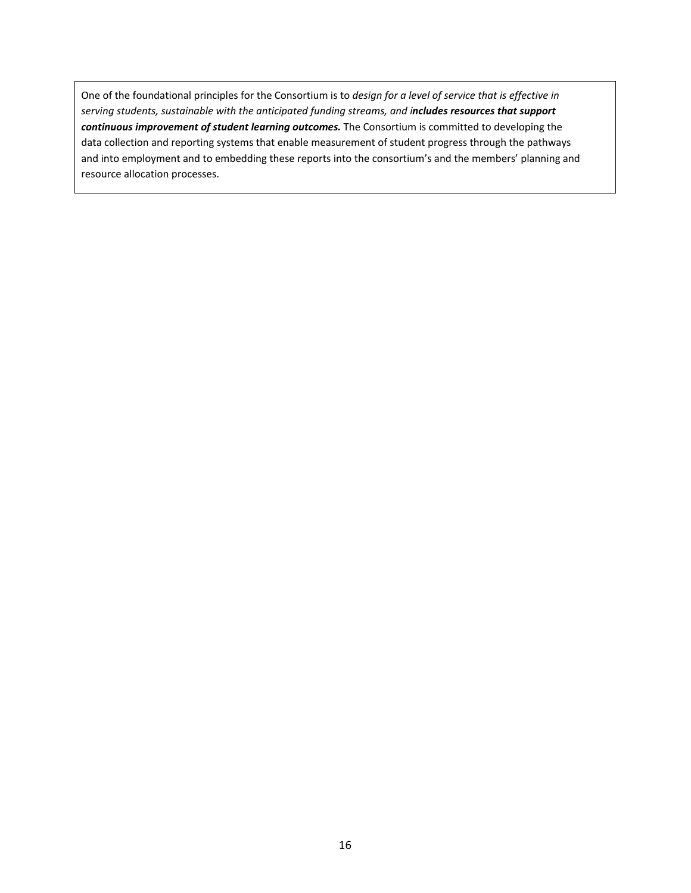One of the foundational principles for the Consortium is to *design for a level of service that is effective in serving students, sustainable with the anticipated funding streams, and i**ncludes resources that support continuous improvement of student learning outcomes.*** The Consortium is committed to developing the data collection and reporting systems that enable measurement of student progress through the pathways and into employment and to embedding these reports into the consortium's and the members' planning and resource allocation processes.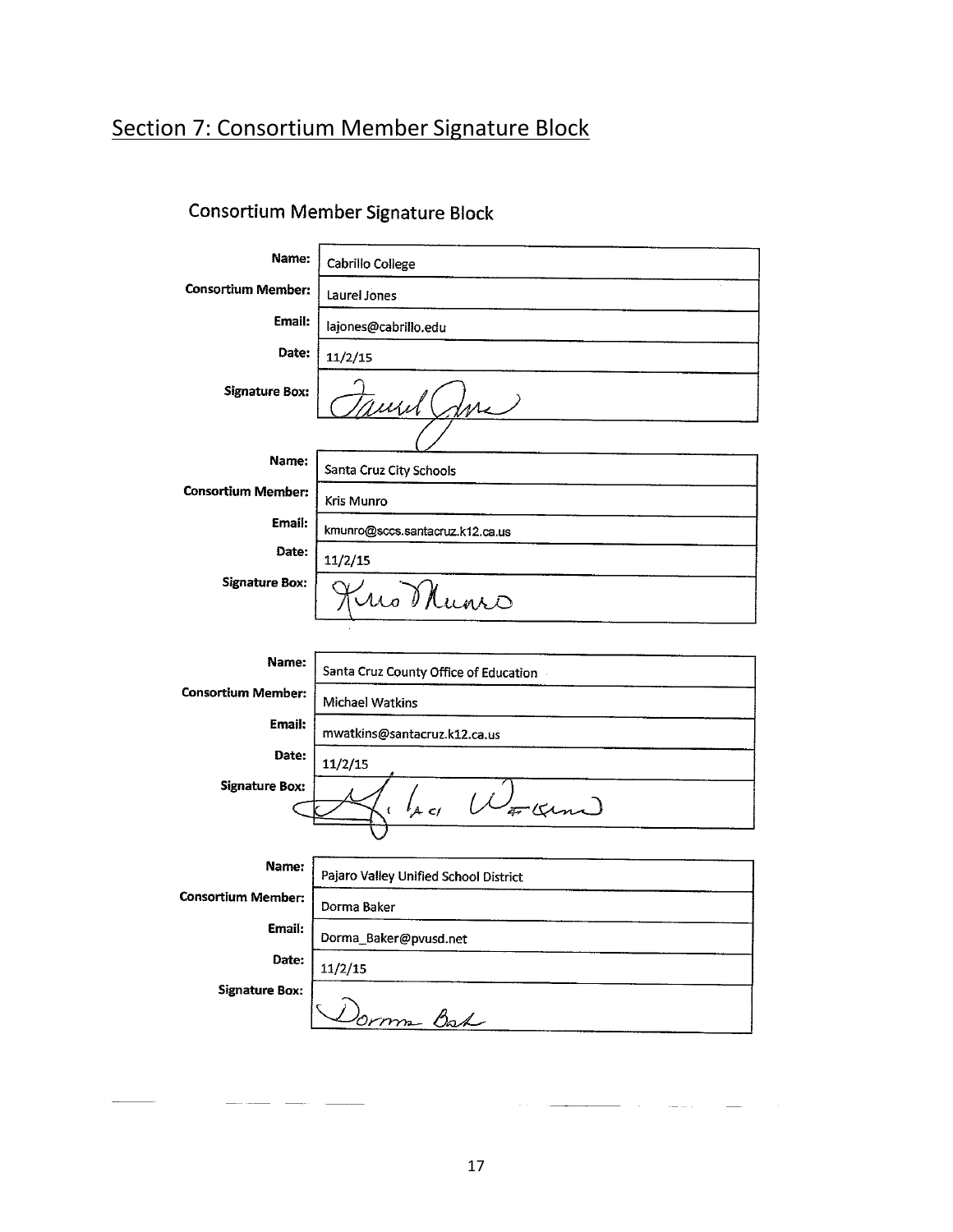## Section 7: Consortium Member Signature Block

### Consortium Member Signature Block

| | |
|---|---|
| **Name:** | Cabrillo College |
| **Consortium Member:** | Laurel Jones |
| **Email:** | lajones@cabrillo.edu |
| **Date:** | 11/2/15 |
| **Signature Box:** | Laurel Jones |

| | |
|---|---|
| **Name:** | Santa Cruz City Schools |
| **Consortium Member:** | Kris Munro |
| **Email:** | kmunro@sccs.santacruz.k12.ca.us |
| **Date:** | 11/2/15 |
| **Signature Box:** | Kris Munro |

| | |
|---|---|
| **Name:** | Santa Cruz County Office of Education |
| **Consortium Member:** | Michael Watkins |
| **Email:** | mwatkins@santacruz.k12.ca.us |
| **Date:** | 11/2/15 |
| **Signature Box:** | Michael Watkins |

| | |
|---|---|
| **Name:** | Pajaro Valley Unified School District |
| **Consortium Member:** | Dorma Baker |
| **Email:** | Dorma_Baker@pvusd.net |
| **Date:** | 11/2/15 |
| **Signature Box:** | Dorma Baker |